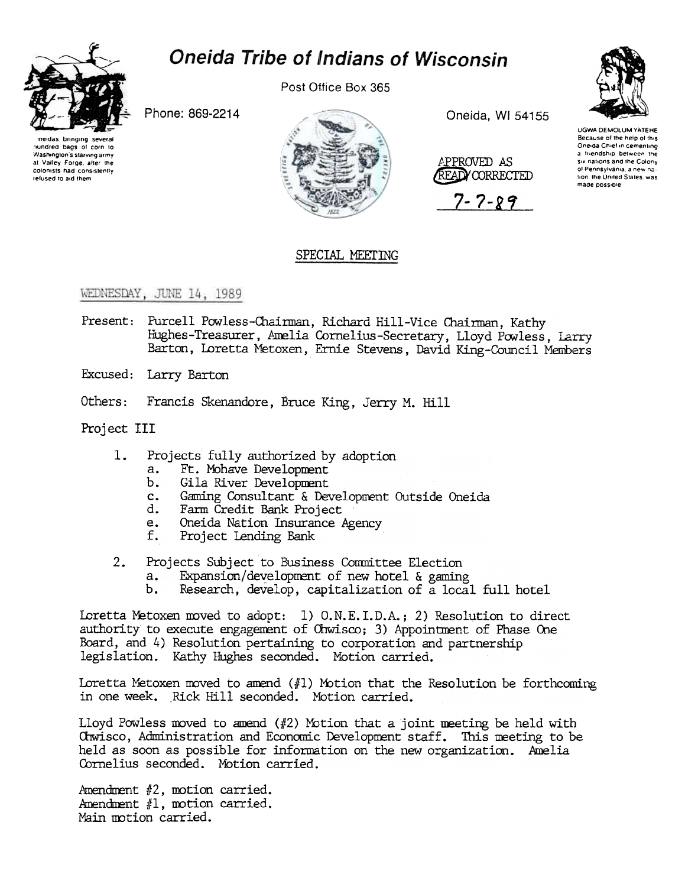# Oneida Tribe of Indians of Wisconsin

Post Office Box 365

Phone: 869-2214

Oneida, WI 54155

Oneidas bringing several hundred bags of corn to Washington's starving army at Valley Forge, after the colonists had consistently refused to aid them

UGWA DEMOLUM YATEHE Because of the help of this Oneida Chief in cementing a friendship between the six nations and the Colony of Pennsylvania, a new nation, the United States, was made possible

APPROVED AS READ/CORRECTED

7-7-89

## SPECIAL MEETING

WEDNESDAY, JUNE 14, 1989

Present: Purcell Powless-Chairman, Richard Hill-Vice Chairman, Kathy Hughes-Treasurer, Amelia Cornelius-Secretary, Lloyd Powless, Larry Barton, Loretta Metoxen, Ernie Stevens, David King-Council Members

Excused: Larry Barton

Others: Francis Skenandore, Bruce King, Jerry M. Hill

Project III

1. Projects fully authorized by adoption
   a. Ft. Mohave Development
   b. Gila River Development
   c. Gaming Consultant & Development Outside Oneida
   d. Farm Credit Bank Project
   e. Oneida Nation Insurance Agency
   f. Project Lending Bank

2. Projects Subject to Business Committee Election
   a. Expansion/development of new hotel & gaming
   b. Research, develop, capitalization of a local full hotel

Loretta Metoxen moved to adopt: 1) O.N.E.I.D.A.; 2) Resolution to direct authority to execute engagement of Ohwisco; 3) Appointment of Phase One Board, and 4) Resolution pertaining to corporation and partnership legislation. Kathy Hughes seconded. Motion carried.

Loretta Metoxen moved to amend (#1) Motion that the Resolution be forthcoming in one week. Rick Hill seconded. Motion carried.

Lloyd Powless moved to amend (#2) Motion that a joint meeting be held with Ohwisco, Administration and Economic Development staff. This meeting to be held as soon as possible for information on the new organization. Amelia Cornelius seconded. Motion carried.

Amendment #2, motion carried.
Amendment #1, motion carried.
Main motion carried.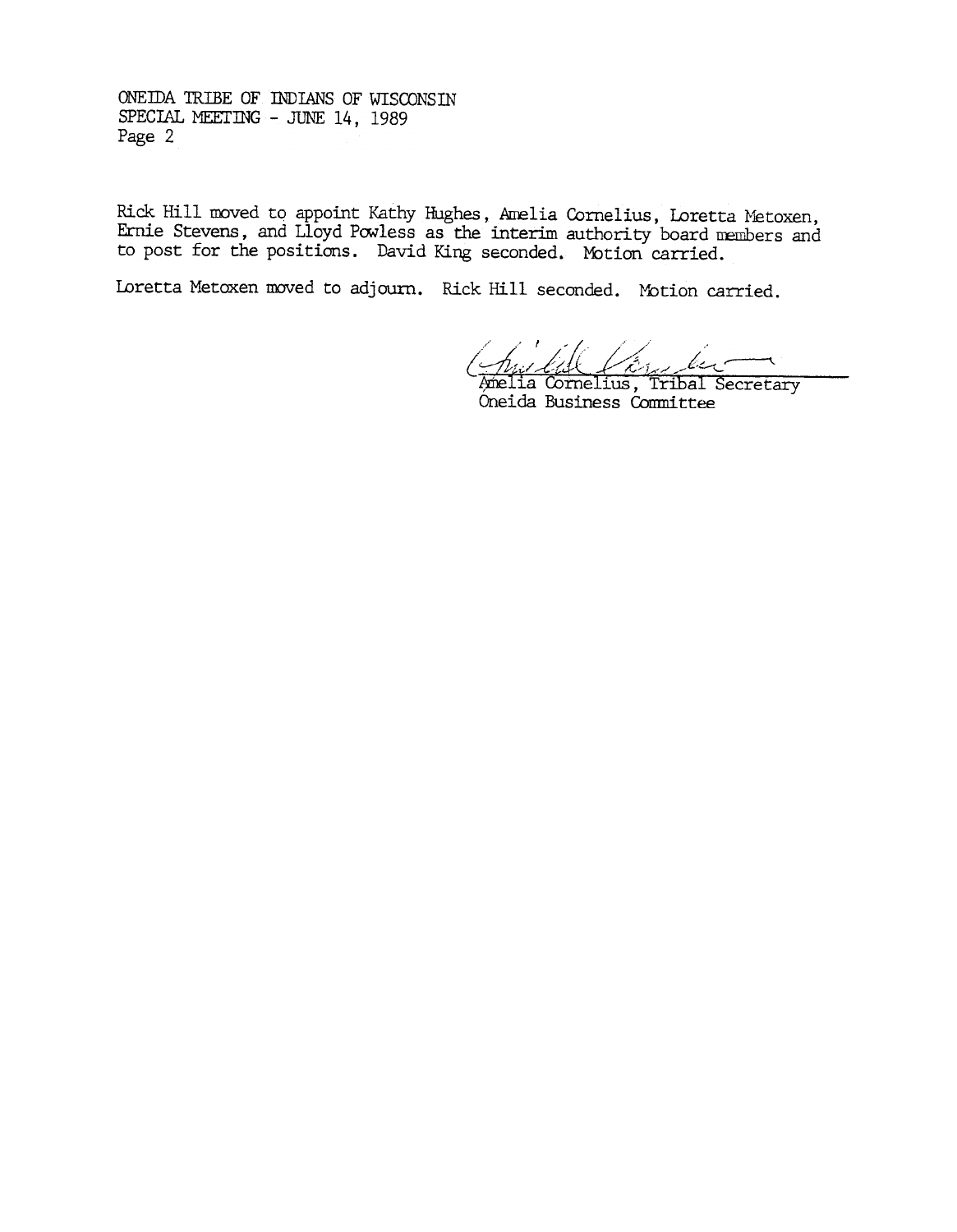Rick Hill moved to appoint Kathy Hughes, Amelia Cornelius, Loretta Metoxen, Ernie Stevens, and Lloyd Powless as the interim authority board members and to post for the positions. David King seconded. Motion carried.

Loretta Metoxen moved to adjourn. Rick Hill seconded. Motion carried.

Amelia Cornelius, Tribal Secretary
Oneida Business Committee